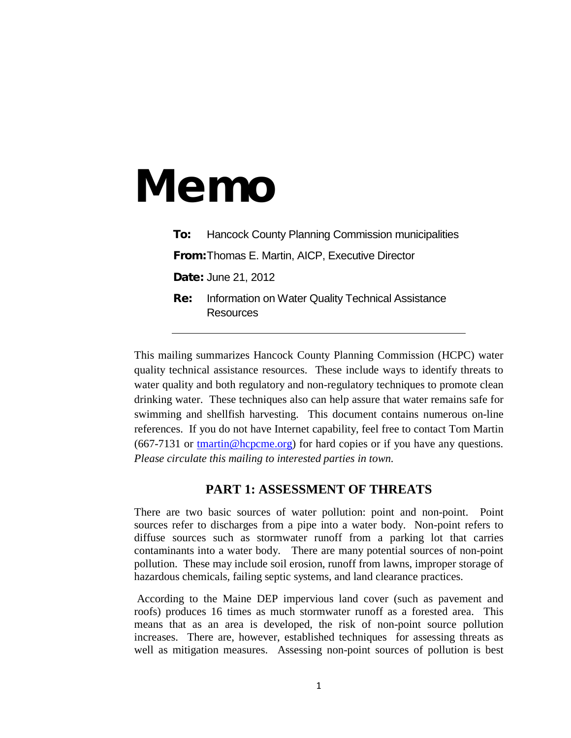# Memo

**To:** Hancock County Planning Commission municipalities

**From:** Thomas E. Martin, AICP, Executive Director

**Date:** June 21, 2012

**Re:** Information on Water Quality Technical Assistance Resources

---

This mailing summarizes Hancock County Planning Commission (HCPC) water quality technical assistance resources. These include ways to identify threats to water quality and both regulatory and non-regulatory techniques to promote clean drinking water. These techniques also can help assure that water remains safe for swimming and shellfish harvesting. This document contains numerous on-line references. If you do not have Internet capability, feel free to contact Tom Martin (667-7131 or [tmartin@hcpcme.org](mailto:tmartin@hcpcme.org)) for hard copies or if you have any questions. *Please circulate this mailing to interested parties in town.*

## PART 1: ASSESSMENT OF THREATS

There are two basic sources of water pollution: point and non-point. Point sources refer to discharges from a pipe into a water body. Non-point refers to diffuse sources such as stormwater runoff from a parking lot that carries contaminants into a water body. There are many potential sources of non-point pollution. These may include soil erosion, runoff from lawns, improper storage of hazardous chemicals, failing septic systems, and land clearance practices.

According to the Maine DEP impervious land cover (such as pavement and roofs) produces 16 times as much stormwater runoff as a forested area. This means that as an area is developed, the risk of non-point source pollution increases. There are, however, established techniques for assessing threats as well as mitigation measures. Assessing non-point sources of pollution is best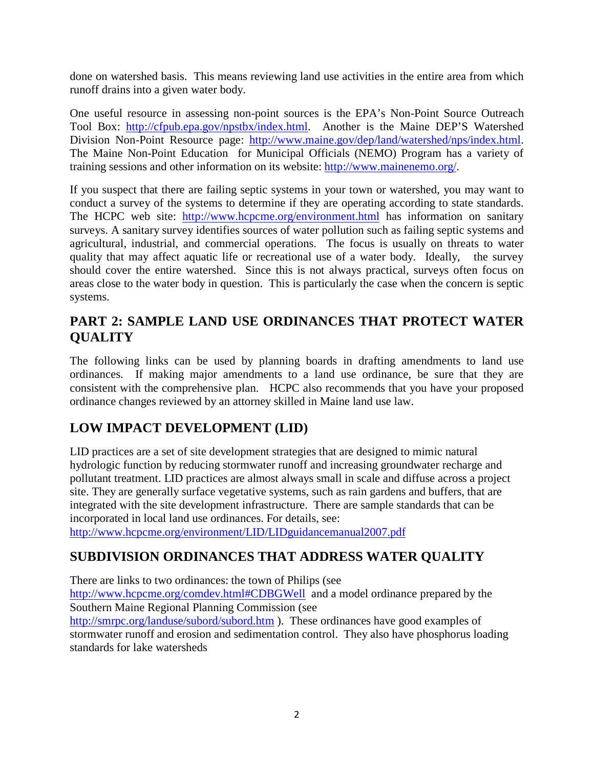done on watershed basis. This means reviewing land use activities in the entire area from which runoff drains into a given water body.

One useful resource in assessing non-point sources is the EPA's Non-Point Source Outreach Tool Box: http://cfpub.epa.gov/npstbx/index.html. Another is the Maine DEP'S Watershed Division Non-Point Resource page: http://www.maine.gov/dep/land/watershed/nps/index.html. The Maine Non-Point Education for Municipal Officials (NEMO) Program has a variety of training sessions and other information on its website: http://www.mainenemo.org/.

If you suspect that there are failing septic systems in your town or watershed, you may want to conduct a survey of the systems to determine if they are operating according to state standards. The HCPC web site: http://www.hcpcme.org/environment.html has information on sanitary surveys. A sanitary survey identifies sources of water pollution such as failing septic systems and agricultural, industrial, and commercial operations. The focus is usually on threats to water quality that may affect aquatic life or recreational use of a water body. Ideally, the survey should cover the entire watershed. Since this is not always practical, surveys often focus on areas close to the water body in question. This is particularly the case when the concern is septic systems.

## PART 2: SAMPLE LAND USE ORDINANCES THAT PROTECT WATER QUALITY

The following links can be used by planning boards in drafting amendments to land use ordinances. If making major amendments to a land use ordinance, be sure that they are consistent with the comprehensive plan. HCPC also recommends that you have your proposed ordinance changes reviewed by an attorney skilled in Maine land use law.

## LOW IMPACT DEVELOPMENT (LID)

LID practices are a set of site development strategies that are designed to mimic natural hydrologic function by reducing stormwater runoff and increasing groundwater recharge and pollutant treatment. LID practices are almost always small in scale and diffuse across a project site. They are generally surface vegetative systems, such as rain gardens and buffers, that are integrated with the site development infrastructure. There are sample standards that can be incorporated in local land use ordinances. For details, see: http://www.hcpcme.org/environment/LID/LIDguidancemanual2007.pdf

## SUBDIVISION ORDINANCES THAT ADDRESS WATER QUALITY

There are links to two ordinances: the town of Philips (see http://www.hcpcme.org/comdev.html#CDBGWell and a model ordinance prepared by the Southern Maine Regional Planning Commission (see http://smrpc.org/landuse/subord/subord.htm ). These ordinances have good examples of stormwater runoff and erosion and sedimentation control. They also have phosphorus loading standards for lake watersheds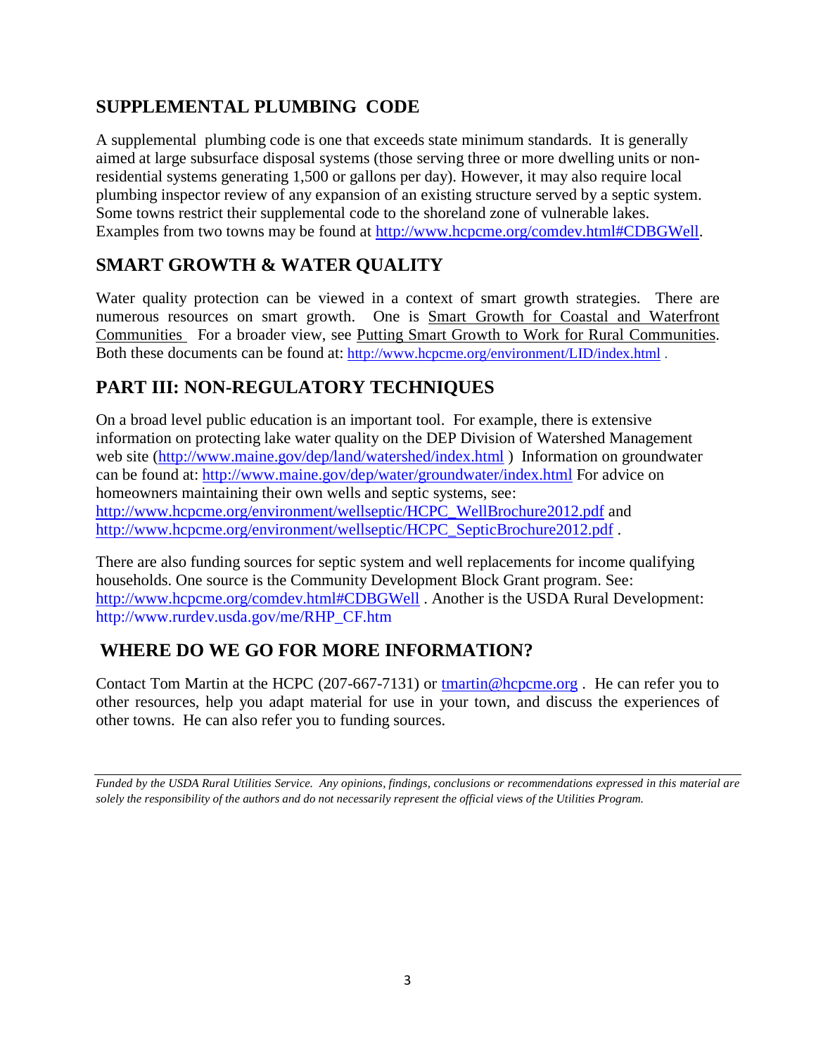## SUPPLEMENTAL PLUMBING CODE

A supplemental plumbing code is one that exceeds state minimum standards. It is generally aimed at large subsurface disposal systems (those serving three or more dwelling units or non-residential systems generating 1,500 or gallons per day). However, it may also require local plumbing inspector review of any expansion of an existing structure served by a septic system. Some towns restrict their supplemental code to the shoreland zone of vulnerable lakes. Examples from two towns may be found at http://www.hcpcme.org/comdev.html#CDBGWell.

## SMART GROWTH & WATER QUALITY

Water quality protection can be viewed in a context of smart growth strategies. There are numerous resources on smart growth. One is Smart Growth for Coastal and Waterfront Communities For a broader view, see Putting Smart Growth to Work for Rural Communities. Both these documents can be found at: http://www.hcpcme.org/environment/LID/index.html .

## PART III: NON-REGULATORY TECHNIQUES

On a broad level public education is an important tool. For example, there is extensive information on protecting lake water quality on the DEP Division of Watershed Management web site (http://www.maine.gov/dep/land/watershed/index.html ) Information on groundwater can be found at: http://www.maine.gov/dep/water/groundwater/index.html For advice on homeowners maintaining their own wells and septic systems, see: http://www.hcpcme.org/environment/wellseptic/HCPC_WellBrochure2012.pdf and http://www.hcpcme.org/environment/wellseptic/HCPC_SepticBrochure2012.pdf .

There are also funding sources for septic system and well replacements for income qualifying households. One source is the Community Development Block Grant program. See: http://www.hcpcme.org/comdev.html#CDBGWell . Another is the USDA Rural Development: http://www.rurdev.usda.gov/me/RHP_CF.htm

## WHERE DO WE GO FOR MORE INFORMATION?

Contact Tom Martin at the HCPC (207-667-7131) or tmartin@hcpcme.org . He can refer you to other resources, help you adapt material for use in your town, and discuss the experiences of other towns. He can also refer you to funding sources.

---

*Funded by the USDA Rural Utilities Service. Any opinions, findings, conclusions or recommendations expressed in this material are solely the responsibility of the authors and do not necessarily represent the official views of the Utilities Program.*